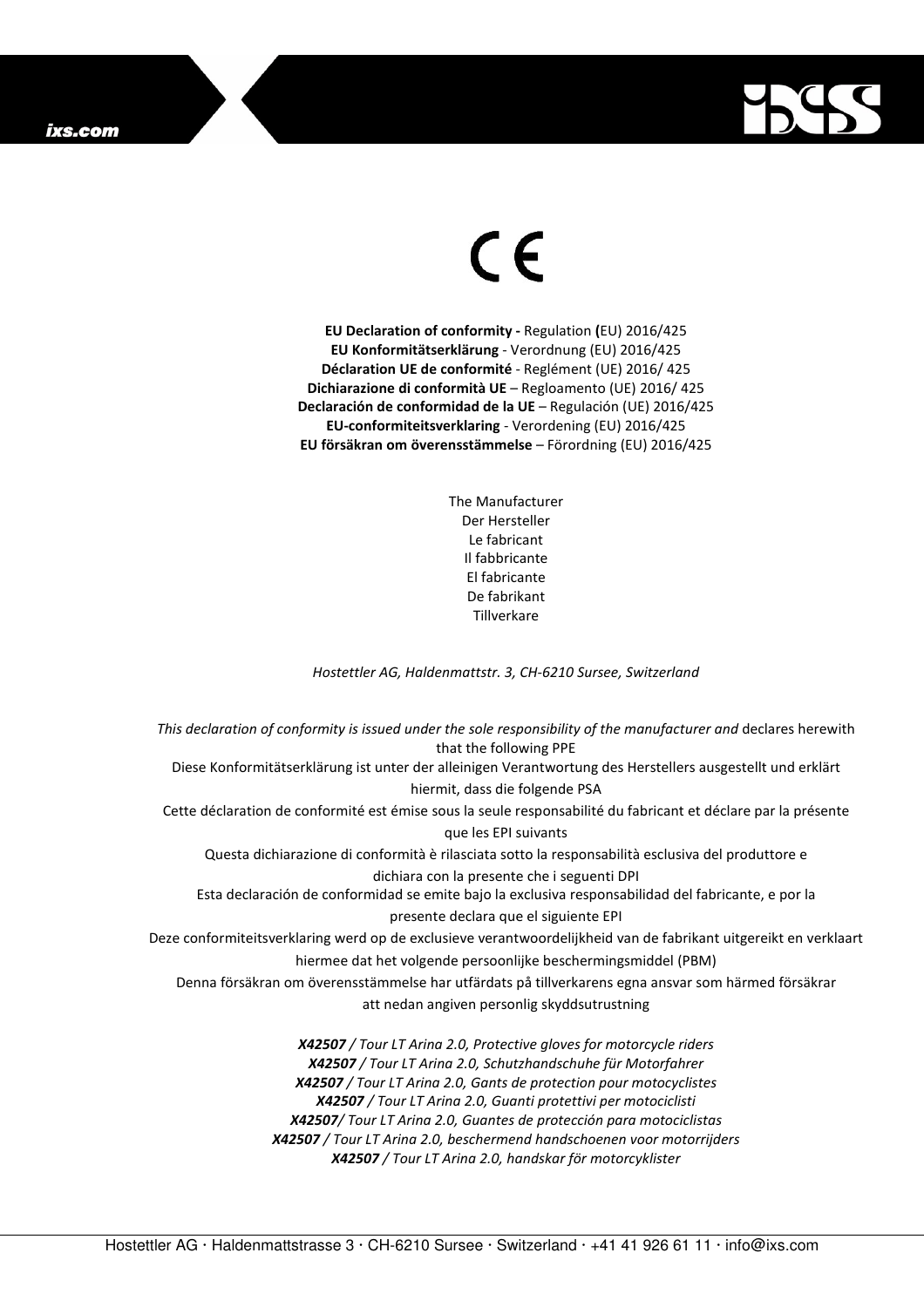CE

**EU Declaration of conformity -** Regulation **(**EU) 2016/425
**EU Konformitätserklärung** - Verordnung (EU) 2016/425
**Déclaration UE de conformité** - Reglément (UE) 2016/ 425
**Dichiarazione di conformità UE** – Regloamento (UE) 2016/ 425
**Declaración de conformidad de la UE** – Regulación (UE) 2016/425
**EU-conformiteitsverklaring** - Verordening (EU) 2016/425
**EU försäkran om överensstämmelse** – Förordning (EU) 2016/425

The Manufacturer
Der Hersteller
Le fabricant
Il fabbricante
El fabricante
De fabrikant
Tillverkare

*Hostettler AG, Haldenmattstr. 3, CH-6210 Sursee, Switzerland*

*This declaration of conformity is issued under the sole responsibility of the manufacturer and* declares herewith that the following PPE
Diese Konformitätserklärung ist unter der alleinigen Verantwortung des Herstellers ausgestellt und erklärt hiermit, dass die folgende PSA
Cette déclaration de conformité est émise sous la seule responsabilité du fabricant et déclare par la présente que les EPI suivants
Questa dichiarazione di conformità è rilasciata sotto la responsabilità esclusiva del produttore e dichiara con la presente che i seguenti DPI
Esta declaración de conformidad se emite bajo la exclusiva responsabilidad del fabricante, e por la presente declara que el siguiente EPI
Deze conformiteitsverklaring werd op de exclusieve verantwoordelijkheid van de fabrikant uitgereikt en verklaart hiermee dat het volgende persoonlijke beschermingsmiddel (PBM)
Denna försäkran om överensstämmelse har utfärdats på tillverkarens egna ansvar som härmed försäkrar att nedan angiven personlig skyddsutrustning

***X42507** / Tour LT Arina 2.0, Protective gloves for motorcycle riders*
***X42507** / Tour LT Arina 2.0, Schutzhandschuhe für Motorfahrer*
***X42507** / Tour LT Arina 2.0, Gants de protection pour motocyclistes*
***X42507** / Tour LT Arina 2.0, Guanti protettivi per motociclisti*
***X42507**/ Tour LT Arina 2.0, Guantes de protección para motociclistas*
***X42507** / Tour LT Arina 2.0, beschermend handschoenen voor motorrijders*
***X42507** / Tour LT Arina 2.0, handskar för motorcyklister*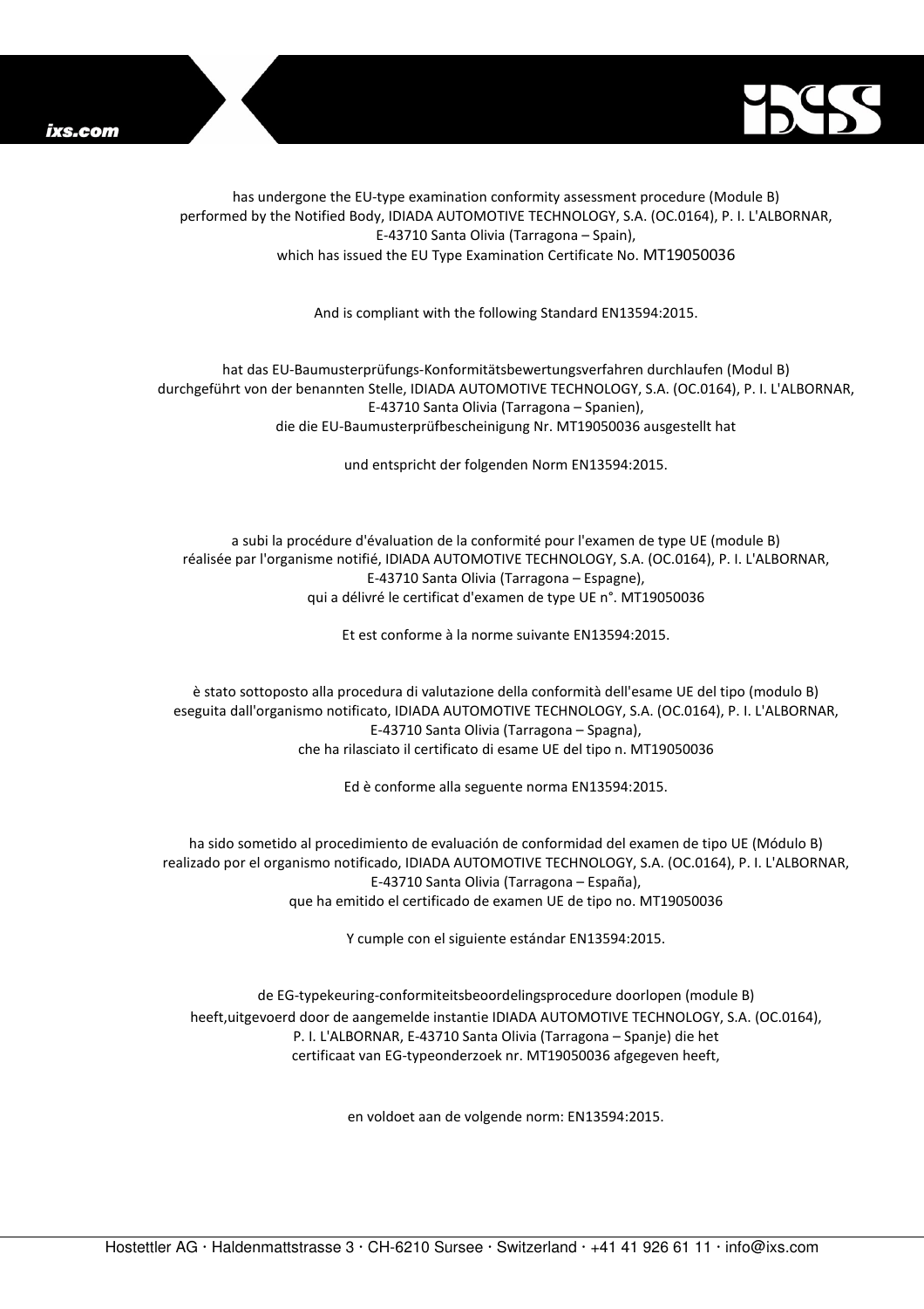has undergone the EU-type examination conformity assessment procedure (Module B) performed by the Notified Body, IDIADA AUTOMOTIVE TECHNOLOGY, S.A. (OC.0164), P. I. L'ALBORNAR, E-43710 Santa Olivia (Tarragona – Spain), which has issued the EU Type Examination Certificate No. MT19050036

And is compliant with the following Standard EN13594:2015.

hat das EU-Baumusterprüfungs-Konformitätsbewertungsverfahren durchlaufen (Modul B) durchgeführt von der benannten Stelle, IDIADA AUTOMOTIVE TECHNOLOGY, S.A. (OC.0164), P. I. L'ALBORNAR, E-43710 Santa Olivia (Tarragona – Spanien), die die EU-Baumusterprüfbescheinigung Nr. MT19050036 ausgestellt hat

und entspricht der folgenden Norm EN13594:2015.

a subi la procédure d'évaluation de la conformité pour l'examen de type UE (module B) réalisée par l'organisme notifié, IDIADA AUTOMOTIVE TECHNOLOGY, S.A. (OC.0164), P. I. L'ALBORNAR, E-43710 Santa Olivia (Tarragona – Espagne), qui a délivré le certificat d'examen de type UE n°. MT19050036

Et est conforme à la norme suivante EN13594:2015.

è stato sottoposto alla procedura di valutazione della conformità dell'esame UE del tipo (modulo B) eseguita dall'organismo notificato, IDIADA AUTOMOTIVE TECHNOLOGY, S.A. (OC.0164), P. I. L'ALBORNAR, E-43710 Santa Olivia (Tarragona – Spagna), che ha rilasciato il certificato di esame UE del tipo n. MT19050036

Ed è conforme alla seguente norma EN13594:2015.

ha sido sometido al procedimiento de evaluación de conformidad del examen de tipo UE (Módulo B) realizado por el organismo notificado, IDIADA AUTOMOTIVE TECHNOLOGY, S.A. (OC.0164), P. I. L'ALBORNAR, E-43710 Santa Olivia (Tarragona – España), que ha emitido el certificado de examen UE de tipo no. MT19050036

Y cumple con el siguiente estándar EN13594:2015.

de EG-typekeuring-conformiteitsbeoordelingsprocedure doorlopen (module B) heeft,uitgevoerd door de aangemelde instantie IDIADA AUTOMOTIVE TECHNOLOGY, S.A. (OC.0164), P. I. L'ALBORNAR, E-43710 Santa Olivia (Tarragona – Spanje) die het certificaat van EG-typeonderzoek nr. MT19050036 afgegeven heeft,

en voldoet aan de volgende norm: EN13594:2015.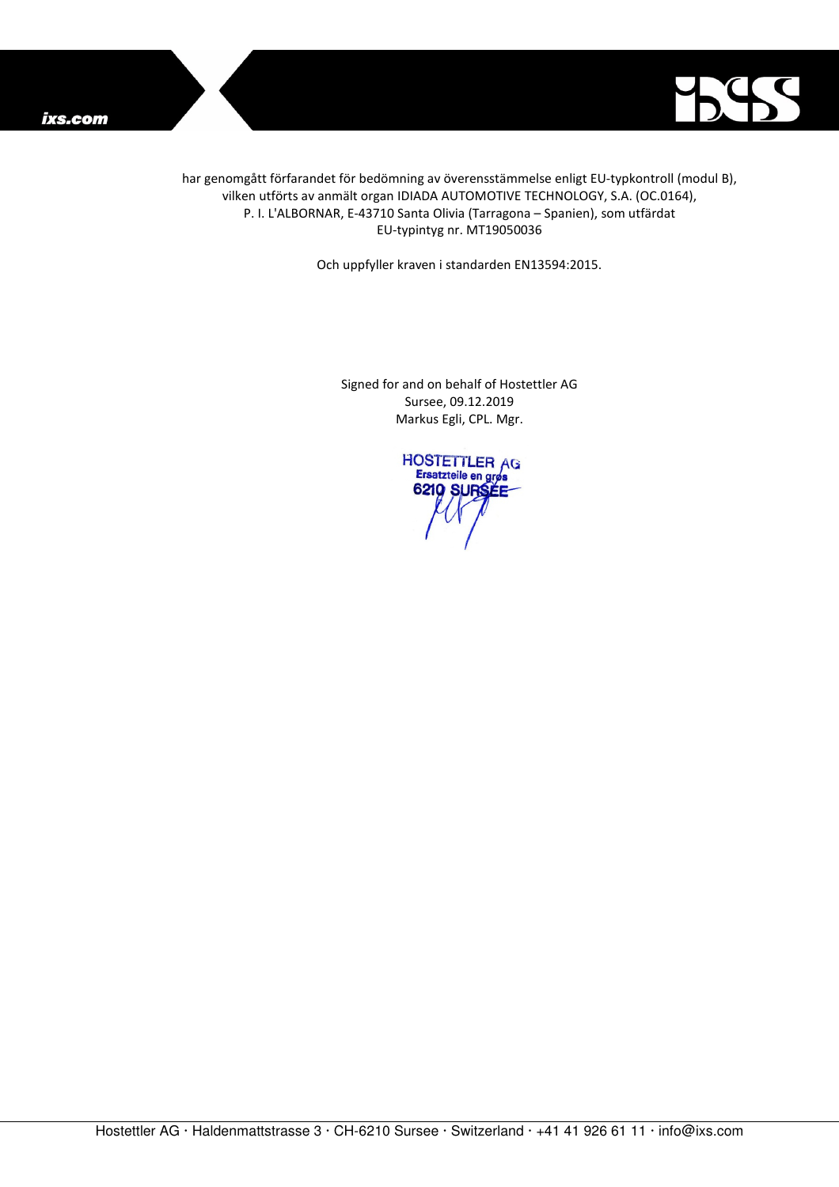har genomgått förfarandet för bedömning av överensstämmelse enligt EU-typkontroll (modul B), vilken utförts av anmält organ IDIADA AUTOMOTIVE TECHNOLOGY, S.A. (OC.0164), P. I. L'ALBORNAR, E-43710 Santa Olivia (Tarragona – Spanien), som utfärdat EU-typintyg nr. MT19050036

Och uppfyller kraven i standarden EN13594:2015.

Signed for and on behalf of Hostettler AG
Sursee, 09.12.2019
Markus Egli, CPL. Mgr.

HOSTETTLER AG
Ersatzteile en gros
6210 SURSEE